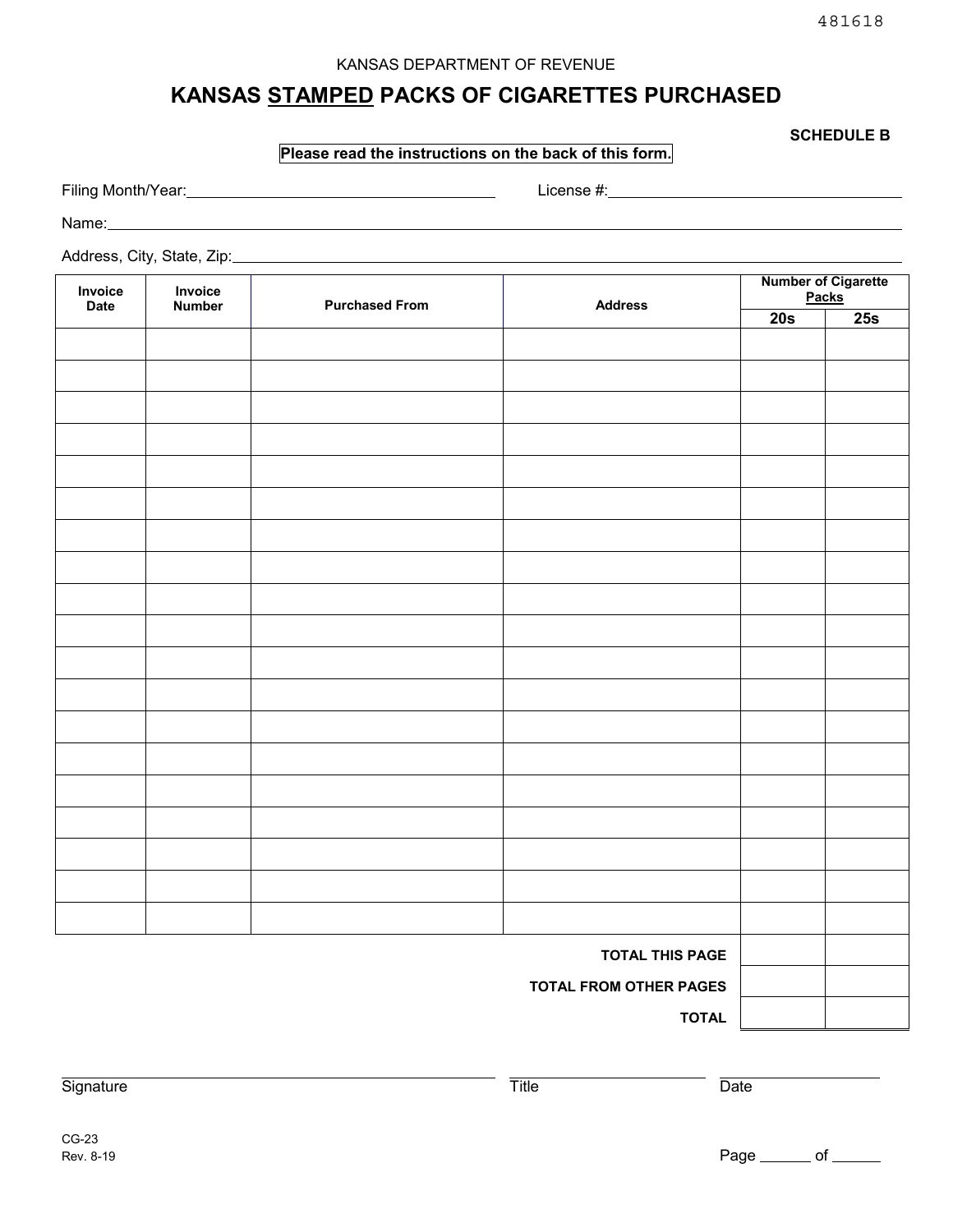481618

KANSAS DEPARTMENT OF REVENUE

# KANSAS STAMPED PACKS OF CIGARETTES PURCHASED

**SCHEDULE B**

**Please read the instructions on the back of this form.**

Filing Month/Year:_______________ License #:_______________

Name:_______________

Address, City, State, Zip:_______________

| Invoice Date | Invoice Number | Purchased From | Address | Number of Cigarette Packs | |
|---|---|---|---|---|---|
| | | | | 20s | 25s |
| | | | | | |
| | | | | | |
| | | | | | |
| | | | | | |
| | | | | | |
| | | | | | |
| | | | | | |
| | | | | | |
| | | | | | |
| | | | | | |
| | | | | | |
| | | | | | |
| | | | | | |
| | | | | | |
| | | | | | |
| | | | | | |
| | | | | | |
| | | | | | |
| | | | | | |
| | | | **TOTAL THIS PAGE** | | |
| | | | **TOTAL FROM OTHER PAGES** | | |
| | | | **TOTAL** | | |

Signature _______________ Title _______________ Date _______________

CG-23
Rev. 8-19

Page ______ of ______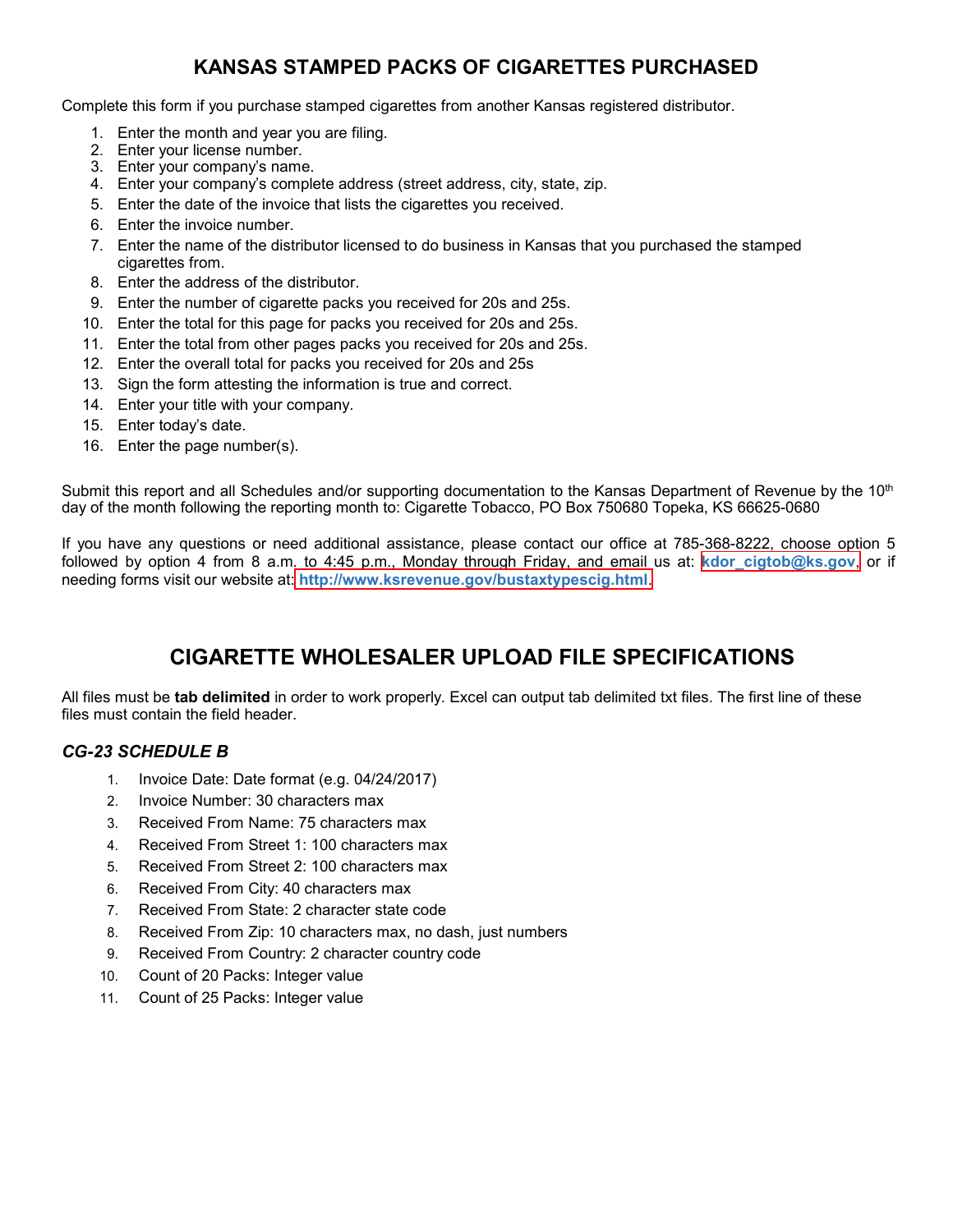## KANSAS STAMPED PACKS OF CIGARETTES PURCHASED

Complete this form if you purchase stamped cigarettes from another Kansas registered distributor.

1. Enter the month and year you are filing.
2. Enter your license number.
3. Enter your company's name.
4. Enter your company's complete address (street address, city, state, zip.
5. Enter the date of the invoice that lists the cigarettes you received.
6. Enter the invoice number.
7. Enter the name of the distributor licensed to do business in Kansas that you purchased the stamped cigarettes from.
8. Enter the address of the distributor.
9. Enter the number of cigarette packs you received for 20s and 25s.
10. Enter the total for this page for packs you received for 20s and 25s.
11. Enter the total from other pages packs you received for 20s and 25s.
12. Enter the overall total for packs you received for 20s and 25s
13. Sign the form attesting the information is true and correct.
14. Enter your title with your company.
15. Enter today's date.
16. Enter the page number(s).

Submit this report and all Schedules and/or supporting documentation to the Kansas Department of Revenue by the 10th day of the month following the reporting month to: Cigarette Tobacco, PO Box 750680 Topeka, KS 66625-0680

If you have any questions or need additional assistance, please contact our office at 785-368-8222, choose option 5 followed by option 4 from 8 a.m. to 4:45 p.m., Monday through Friday, and email us at: **kdor_cigtob@ks.gov**, or if needing forms visit our website at: **http://www.ksrevenue.gov/bustaxtypescig.html**.

## CIGARETTE WHOLESALER UPLOAD FILE SPECIFICATIONS

All files must be **tab delimited** in order to work properly. Excel can output tab delimited txt files. The first line of these files must contain the field header.

### *CG-23 SCHEDULE B*

1. Invoice Date: Date format (e.g. 04/24/2017)
2. Invoice Number: 30 characters max
3. Received From Name: 75 characters max
4. Received From Street 1: 100 characters max
5. Received From Street 2: 100 characters max
6. Received From City: 40 characters max
7. Received From State: 2 character state code
8. Received From Zip: 10 characters max, no dash, just numbers
9. Received From Country: 2 character country code
10. Count of 20 Packs: Integer value
11. Count of 25 Packs: Integer value